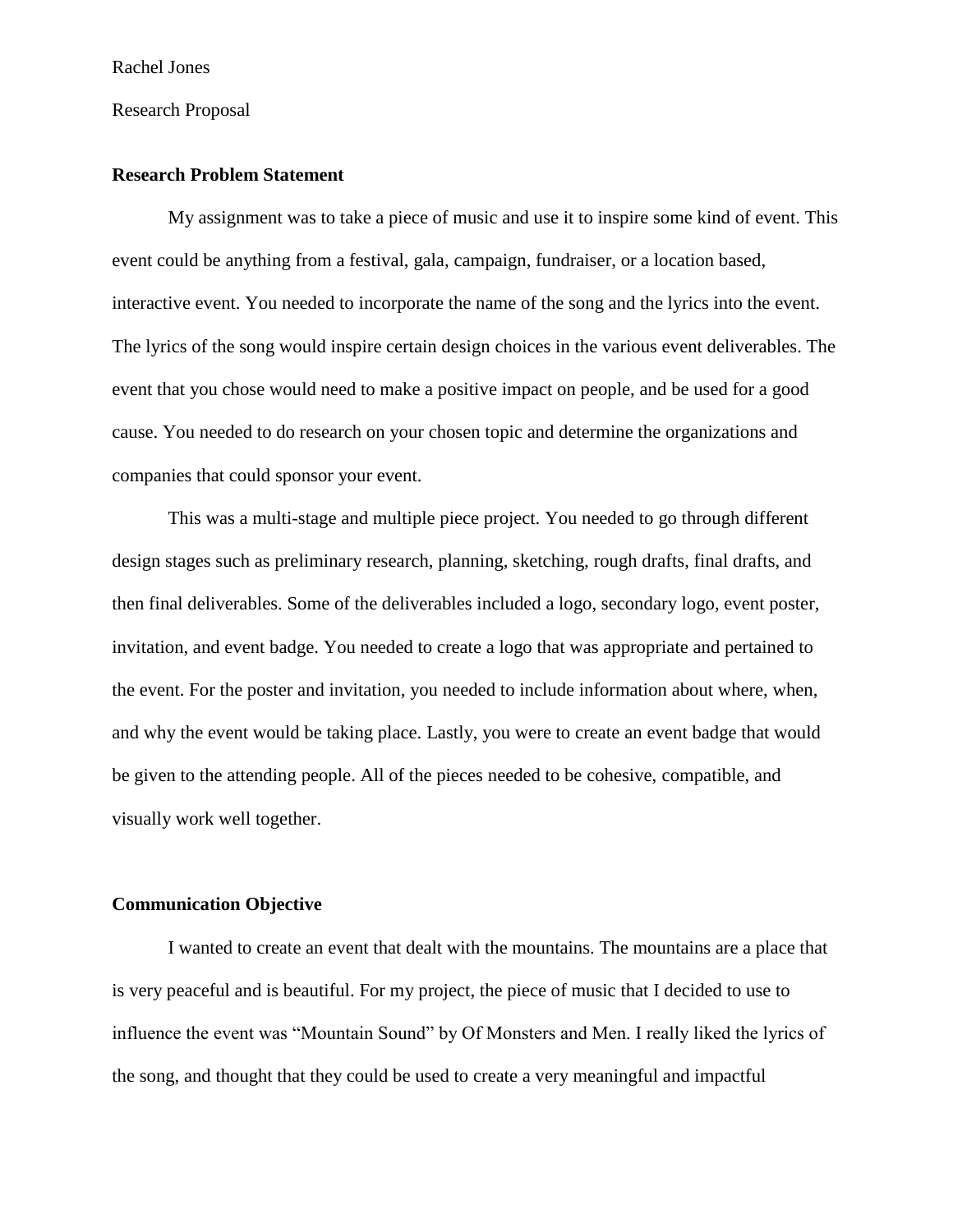Rachel Jones

Research Proposal

**Research Problem Statement**

My assignment was to take a piece of music and use it to inspire some kind of event. This event could be anything from a festival, gala, campaign, fundraiser, or a location based, interactive event. You needed to incorporate the name of the song and the lyrics into the event. The lyrics of the song would inspire certain design choices in the various event deliverables. The event that you chose would need to make a positive impact on people, and be used for a good cause. You needed to do research on your chosen topic and determine the organizations and companies that could sponsor your event.

This was a multi-stage and multiple piece project. You needed to go through different design stages such as preliminary research, planning, sketching, rough drafts, final drafts, and then final deliverables. Some of the deliverables included a logo, secondary logo, event poster, invitation, and event badge. You needed to create a logo that was appropriate and pertained to the event. For the poster and invitation, you needed to include information about where, when, and why the event would be taking place. Lastly, you were to create an event badge that would be given to the attending people. All of the pieces needed to be cohesive, compatible, and visually work well together.

**Communication Objective**

I wanted to create an event that dealt with the mountains. The mountains are a place that is very peaceful and is beautiful. For my project, the piece of music that I decided to use to influence the event was "Mountain Sound" by Of Monsters and Men. I really liked the lyrics of the song, and thought that they could be used to create a very meaningful and impactful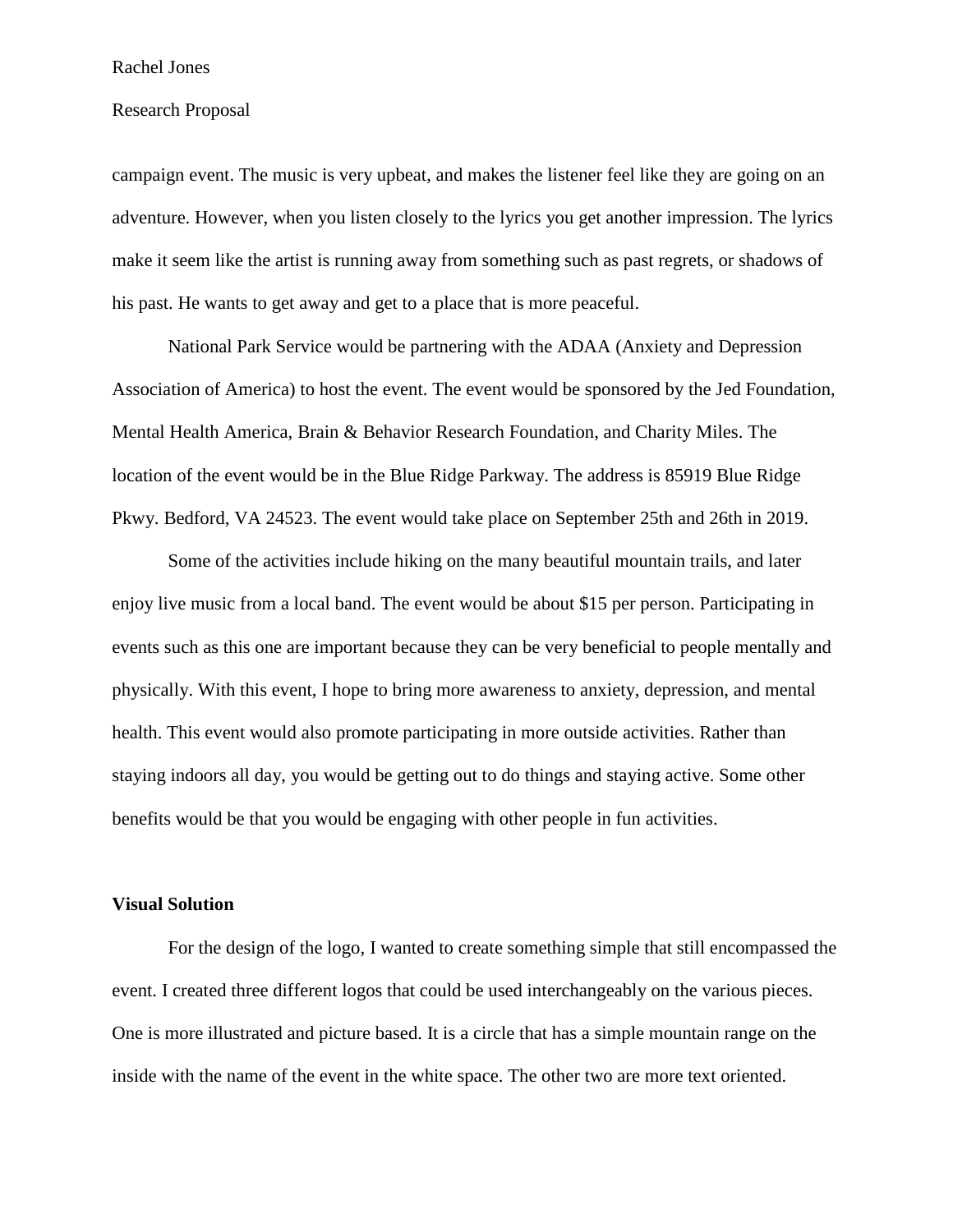campaign event. The music is very upbeat, and makes the listener feel like they are going on an adventure. However, when you listen closely to the lyrics you get another impression. The lyrics make it seem like the artist is running away from something such as past regrets, or shadows of his past. He wants to get away and get to a place that is more peaceful.

National Park Service would be partnering with the ADAA (Anxiety and Depression Association of America) to host the event. The event would be sponsored by the Jed Foundation, Mental Health America, Brain & Behavior Research Foundation, and Charity Miles. The location of the event would be in the Blue Ridge Parkway. The address is 85919 Blue Ridge Pkwy. Bedford, VA 24523. The event would take place on September 25th and 26th in 2019.

Some of the activities include hiking on the many beautiful mountain trails, and later enjoy live music from a local band. The event would be about $15 per person. Participating in events such as this one are important because they can be very beneficial to people mentally and physically. With this event, I hope to bring more awareness to anxiety, depression, and mental health. This event would also promote participating in more outside activities. Rather than staying indoors all day, you would be getting out to do things and staying active. Some other benefits would be that you would be engaging with other people in fun activities.

**Visual Solution**

For the design of the logo, I wanted to create something simple that still encompassed the event. I created three different logos that could be used interchangeably on the various pieces. One is more illustrated and picture based. It is a circle that has a simple mountain range on the inside with the name of the event in the white space. The other two are more text oriented.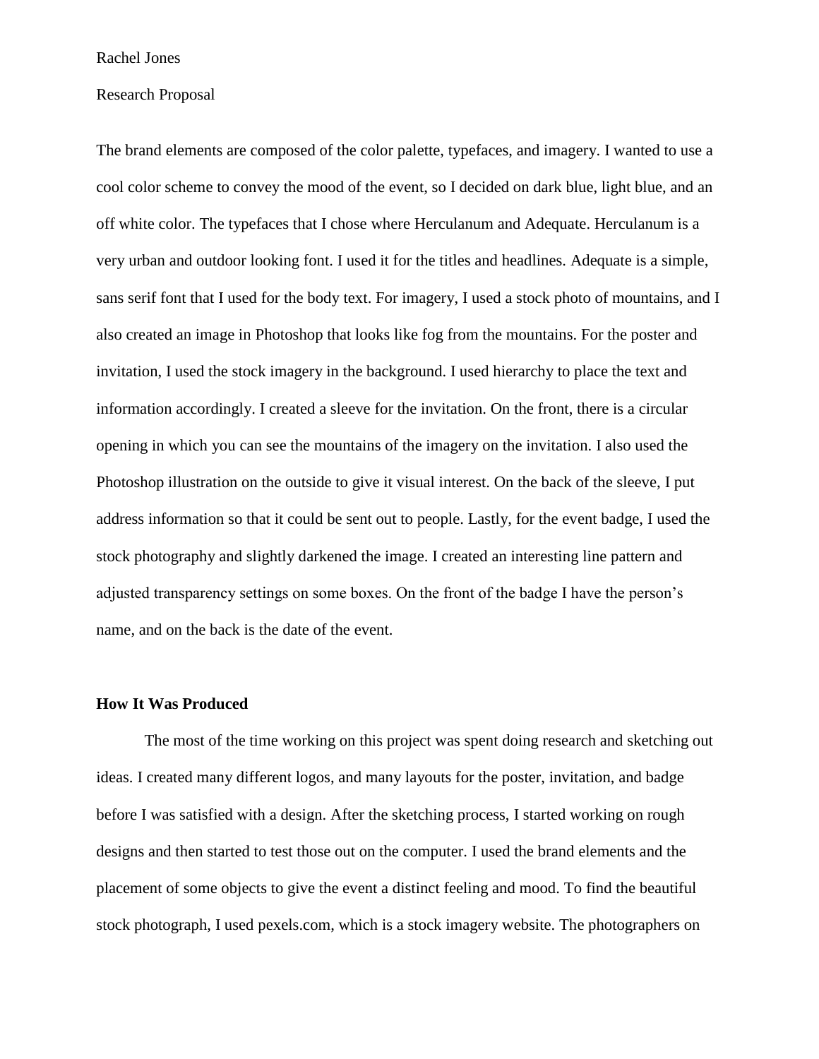Rachel Jones

Research Proposal

The brand elements are composed of the color palette, typefaces, and imagery. I wanted to use a cool color scheme to convey the mood of the event, so I decided on dark blue, light blue, and an off white color. The typefaces that I chose where Herculanum and Adequate. Herculanum is a very urban and outdoor looking font. I used it for the titles and headlines. Adequate is a simple, sans serif font that I used for the body text. For imagery, I used a stock photo of mountains, and I also created an image in Photoshop that looks like fog from the mountains. For the poster and invitation, I used the stock imagery in the background. I used hierarchy to place the text and information accordingly. I created a sleeve for the invitation. On the front, there is a circular opening in which you can see the mountains of the imagery on the invitation. I also used the Photoshop illustration on the outside to give it visual interest. On the back of the sleeve, I put address information so that it could be sent out to people. Lastly, for the event badge, I used the stock photography and slightly darkened the image. I created an interesting line pattern and adjusted transparency settings on some boxes. On the front of the badge I have the person's name, and on the back is the date of the event.

**How It Was Produced**

The most of the time working on this project was spent doing research and sketching out ideas. I created many different logos, and many layouts for the poster, invitation, and badge before I was satisfied with a design. After the sketching process, I started working on rough designs and then started to test those out on the computer. I used the brand elements and the placement of some objects to give the event a distinct feeling and mood. To find the beautiful stock photograph, I used pexels.com, which is a stock imagery website. The photographers on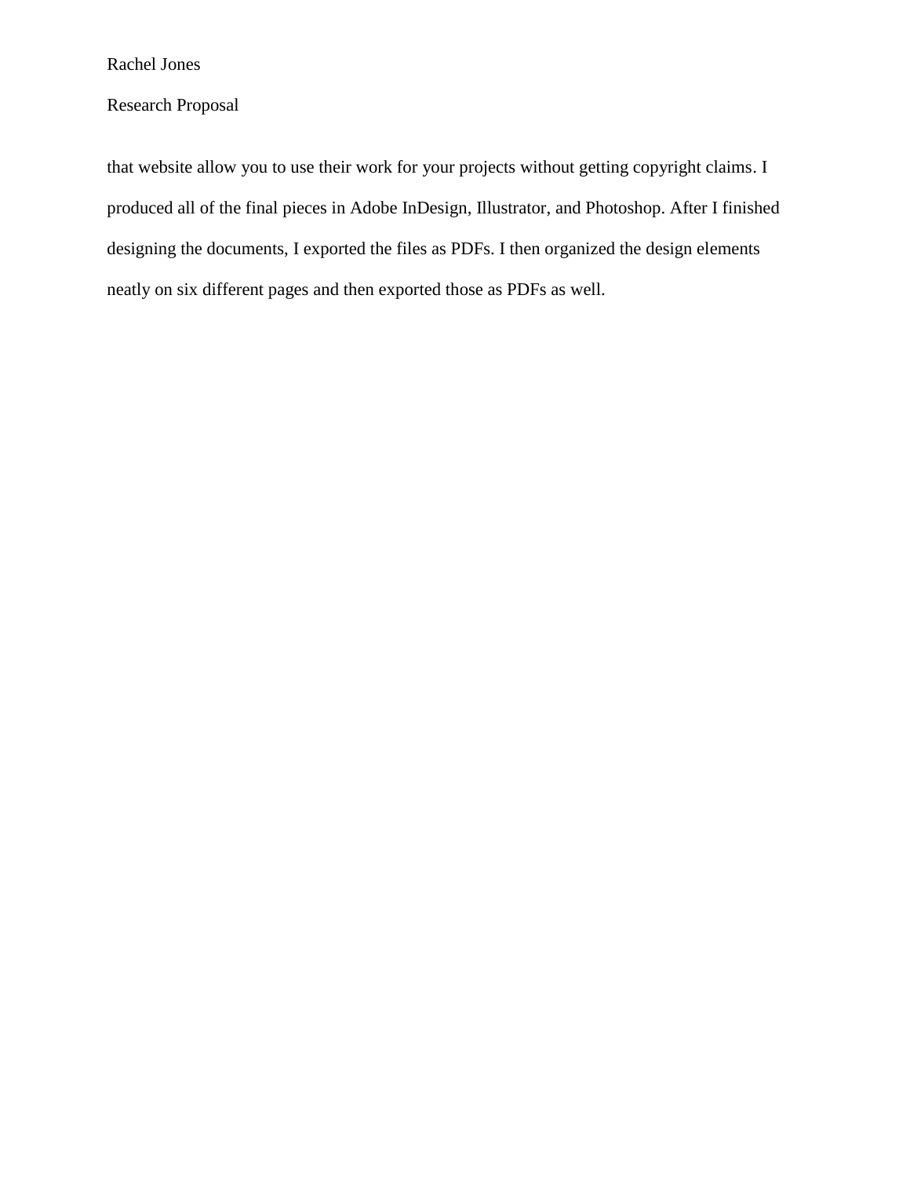that website allow you to use their work for your projects without getting copyright claims. I produced all of the final pieces in Adobe InDesign, Illustrator, and Photoshop. After I finished designing the documents, I exported the files as PDFs. I then organized the design elements neatly on six different pages and then exported those as PDFs as well.